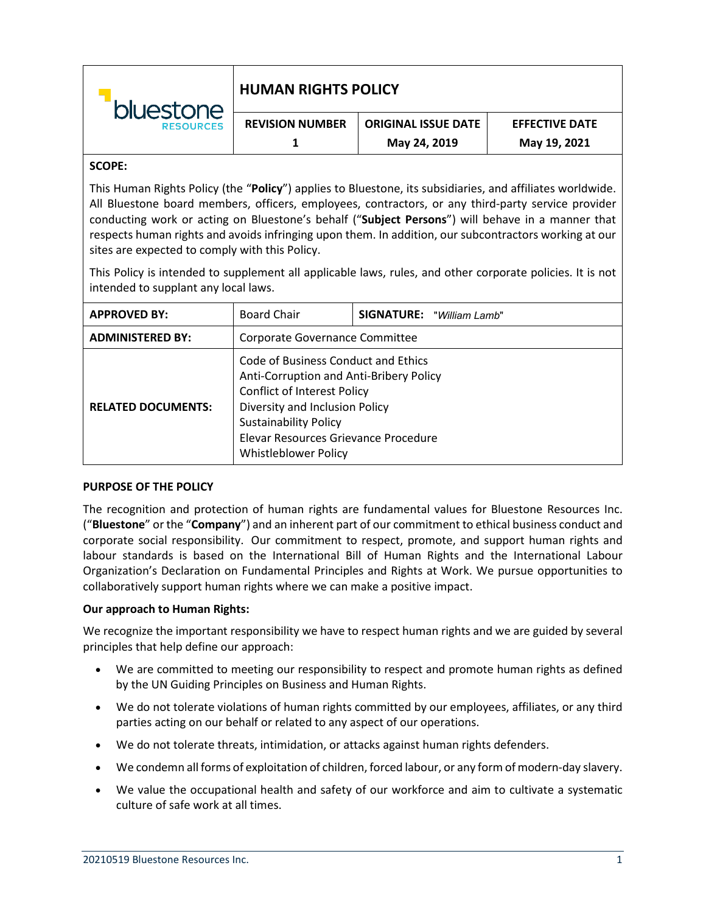| bluestone RESOURCES | **HUMAN RIGHTS POLICY** | | |
|---|---|---|---|
| | **REVISION NUMBER** | **ORIGINAL ISSUE DATE** | **EFFECTIVE DATE** |
| | **1** | **May 24, 2019** | **May 19, 2021** |

**SCOPE:**

This Human Rights Policy (the "**Policy**") applies to Bluestone, its subsidiaries, and affiliates worldwide. All Bluestone board members, officers, employees, contractors, or any third-party service provider conducting work or acting on Bluestone's behalf ("**Subject Persons**") will behave in a manner that respects human rights and avoids infringing upon them. In addition, our subcontractors working at our sites are expected to comply with this Policy.

This Policy is intended to supplement all applicable laws, rules, and other corporate policies. It is not intended to supplant any local laws.

| **APPROVED BY:** | Board Chair | **SIGNATURE:** *"William Lamb"* |
|---|---|---|
| **ADMINISTERED BY:** | Corporate Governance Committee | |
| **RELATED DOCUMENTS:** | Code of Business Conduct and Ethics<br>Anti-Corruption and Anti-Bribery Policy<br>Conflict of Interest Policy<br>Diversity and Inclusion Policy<br>Sustainability Policy<br>Elevar Resources Grievance Procedure<br>Whistleblower Policy | |

**PURPOSE OF THE POLICY**

The recognition and protection of human rights are fundamental values for Bluestone Resources Inc. ("**Bluestone**" or the "**Company**") and an inherent part of our commitment to ethical business conduct and corporate social responsibility. Our commitment to respect, promote, and support human rights and labour standards is based on the International Bill of Human Rights and the International Labour Organization's Declaration on Fundamental Principles and Rights at Work. We pursue opportunities to collaboratively support human rights where we can make a positive impact.

**Our approach to Human Rights:**

We recognize the important responsibility we have to respect human rights and we are guided by several principles that help define our approach:

- We are committed to meeting our responsibility to respect and promote human rights as defined by the UN Guiding Principles on Business and Human Rights.
- We do not tolerate violations of human rights committed by our employees, affiliates, or any third parties acting on our behalf or related to any aspect of our operations.
- We do not tolerate threats, intimidation, or attacks against human rights defenders.
- We condemn all forms of exploitation of children, forced labour, or any form of modern-day slavery.
- We value the occupational health and safety of our workforce and aim to cultivate a systematic culture of safe work at all times.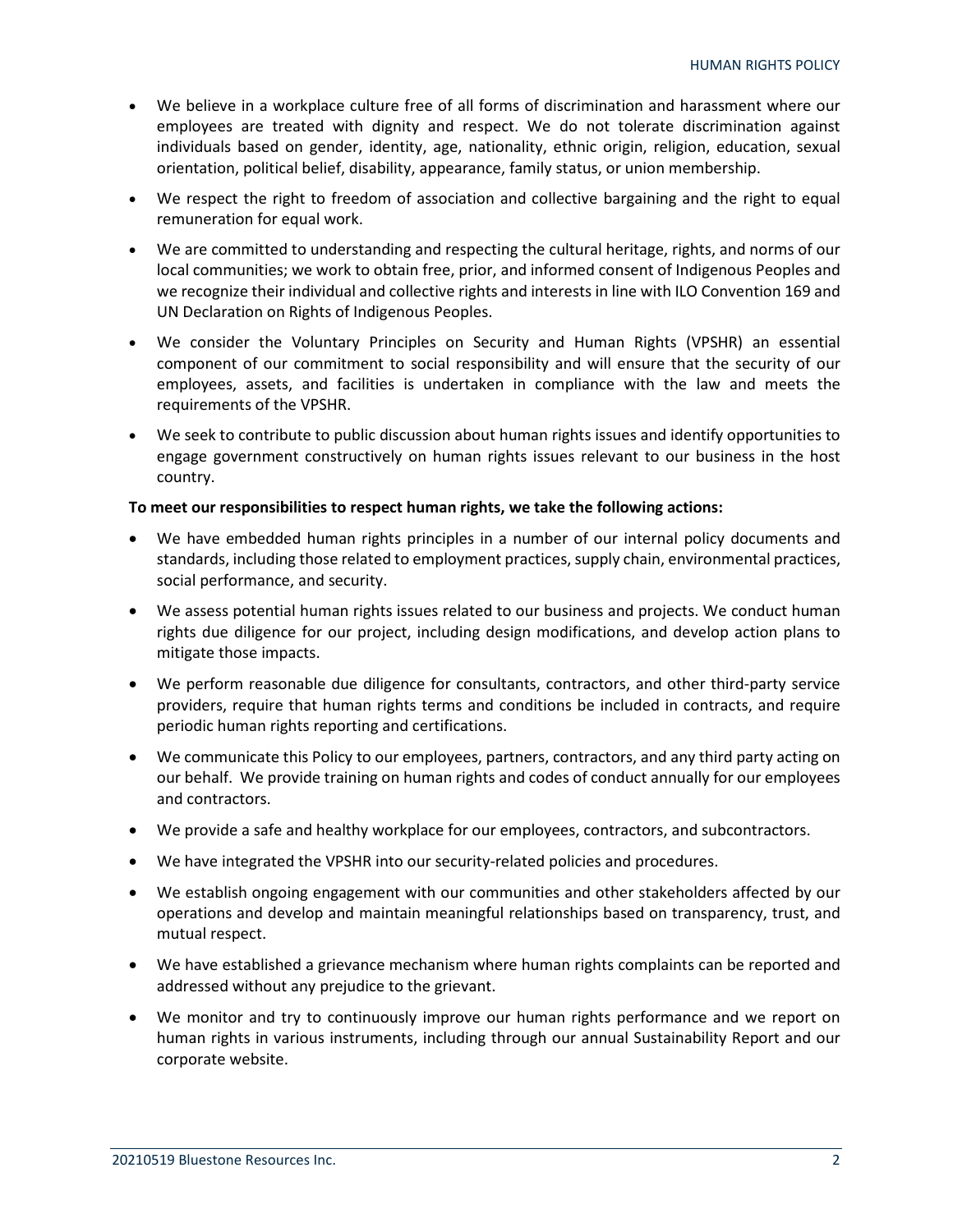- We believe in a workplace culture free of all forms of discrimination and harassment where our employees are treated with dignity and respect. We do not tolerate discrimination against individuals based on gender, identity, age, nationality, ethnic origin, religion, education, sexual orientation, political belief, disability, appearance, family status, or union membership.
- We respect the right to freedom of association and collective bargaining and the right to equal remuneration for equal work.
- We are committed to understanding and respecting the cultural heritage, rights, and norms of our local communities; we work to obtain free, prior, and informed consent of Indigenous Peoples and we recognize their individual and collective rights and interests in line with ILO Convention 169 and UN Declaration on Rights of Indigenous Peoples.
- We consider the Voluntary Principles on Security and Human Rights (VPSHR) an essential component of our commitment to social responsibility and will ensure that the security of our employees, assets, and facilities is undertaken in compliance with the law and meets the requirements of the VPSHR.
- We seek to contribute to public discussion about human rights issues and identify opportunities to engage government constructively on human rights issues relevant to our business in the host country.

**To meet our responsibilities to respect human rights, we take the following actions:**

- We have embedded human rights principles in a number of our internal policy documents and standards, including those related to employment practices, supply chain, environmental practices, social performance, and security.
- We assess potential human rights issues related to our business and projects. We conduct human rights due diligence for our project, including design modifications, and develop action plans to mitigate those impacts.
- We perform reasonable due diligence for consultants, contractors, and other third-party service providers, require that human rights terms and conditions be included in contracts, and require periodic human rights reporting and certifications.
- We communicate this Policy to our employees, partners, contractors, and any third party acting on our behalf. We provide training on human rights and codes of conduct annually for our employees and contractors.
- We provide a safe and healthy workplace for our employees, contractors, and subcontractors.
- We have integrated the VPSHR into our security-related policies and procedures.
- We establish ongoing engagement with our communities and other stakeholders affected by our operations and develop and maintain meaningful relationships based on transparency, trust, and mutual respect.
- We have established a grievance mechanism where human rights complaints can be reported and addressed without any prejudice to the grievant.
- We monitor and try to continuously improve our human rights performance and we report on human rights in various instruments, including through our annual Sustainability Report and our corporate website.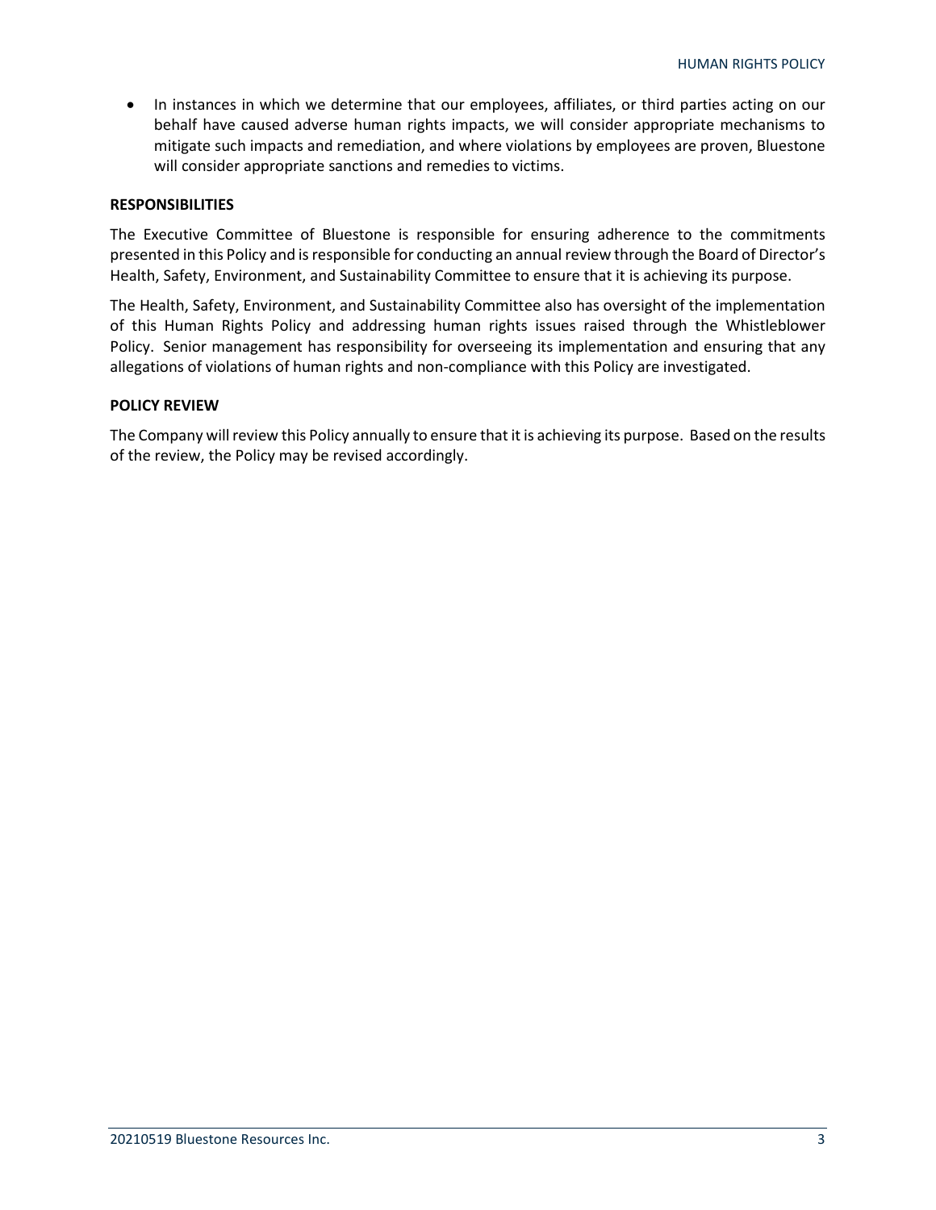- In instances in which we determine that our employees, affiliates, or third parties acting on our behalf have caused adverse human rights impacts, we will consider appropriate mechanisms to mitigate such impacts and remediation, and where violations by employees are proven, Bluestone will consider appropriate sanctions and remedies to victims.

**RESPONSIBILITIES**

The Executive Committee of Bluestone is responsible for ensuring adherence to the commitments presented in this Policy and is responsible for conducting an annual review through the Board of Director's Health, Safety, Environment, and Sustainability Committee to ensure that it is achieving its purpose.

The Health, Safety, Environment, and Sustainability Committee also has oversight of the implementation of this Human Rights Policy and addressing human rights issues raised through the Whistleblower Policy. Senior management has responsibility for overseeing its implementation and ensuring that any allegations of violations of human rights and non-compliance with this Policy are investigated.

**POLICY REVIEW**

The Company will review this Policy annually to ensure that it is achieving its purpose. Based on the results of the review, the Policy may be revised accordingly.